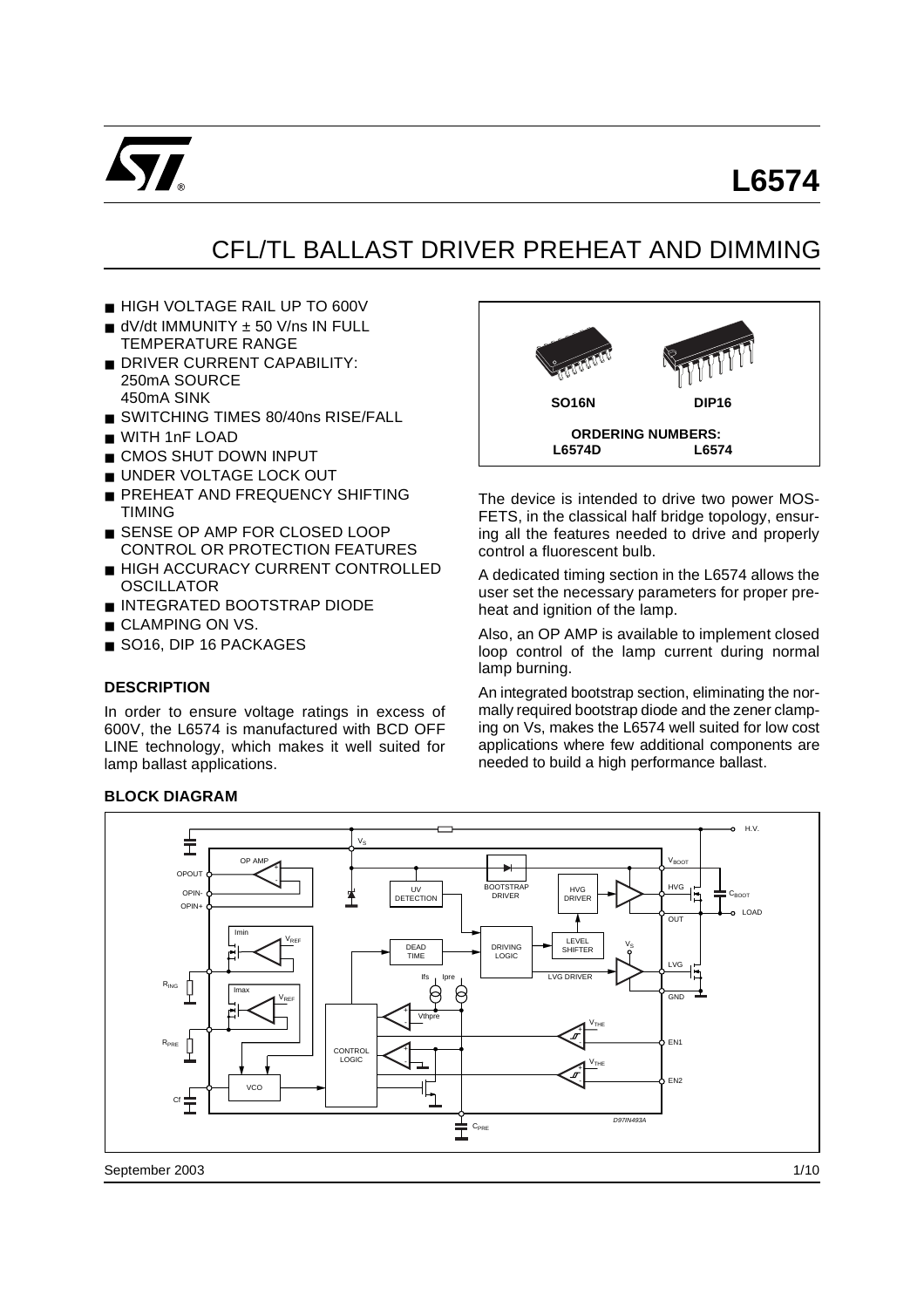# L6574

## CFL/TL BALLAST DRIVER PREHEAT AND DIMMING

- HIGH VOLTAGE RAIL UP TO 600V
- dV/dt IMMUNITY ± 50 V/ns IN FULL TEMPERATURE RANGE
- DRIVER CURRENT CAPABILITY: 250mA SOURCE 450mA SINK
- SWITCHING TIMES 80/40ns RISE/FALL
- WITH 1nF LOAD
- CMOS SHUT DOWN INPUT
- UNDER VOLTAGE LOCK OUT
- PREHEAT AND FREQUENCY SHIFTING TIMING
- SENSE OP AMP FOR CLOSED LOOP CONTROL OR PROTECTION FEATURES
- HIGH ACCURACY CURRENT CONTROLLED OSCILLATOR
- INTEGRATED BOOTSTRAP DIODE
- CLAMPING ON VS.
- SO16, DIP 16 PACKAGES

| SO16N | DIP16 |
|---|---|
| **ORDERING NUMBERS:** | |
| L6574D | L6574 |

### DESCRIPTION

In order to ensure voltage ratings in excess of 600V, the L6574 is manufactured with BCD OFF LINE technology, which makes it well suited for lamp ballast applications.

The device is intended to drive two power MOSFETS, in the classical half bridge topology, ensuring all the features needed to drive and properly control a fluorescent bulb.

A dedicated timing section in the L6574 allows the user set the necessary parameters for proper preheat and ignition of the lamp.

Also, an OP AMP is available to implement closed loop control of the lamp current during normal lamp burning.

An integrated bootstrap section, eliminating the normally required bootstrap diode and the zener clamping on Vs, makes the L6574 well suited for low cost applications where few additional components are needed to build a high performance ballast.

### BLOCK DIAGRAM

September 2003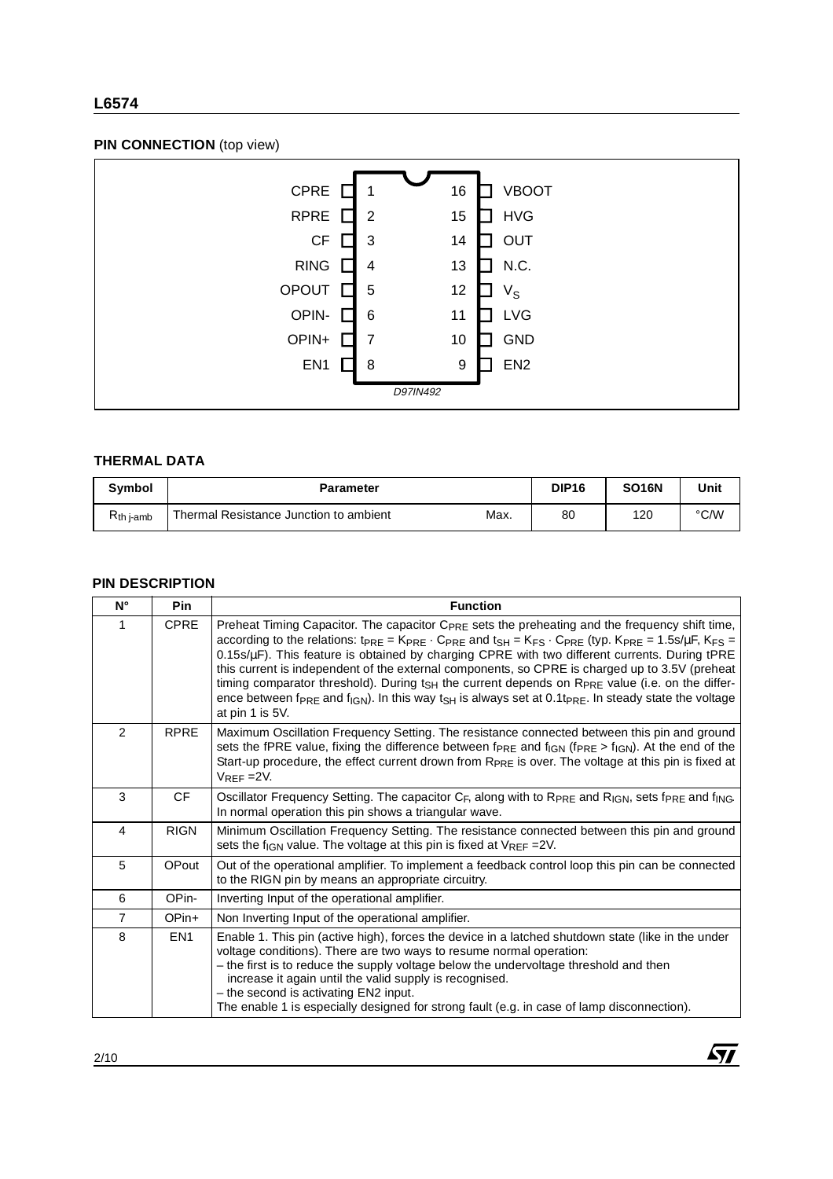**PIN CONNECTION** (top view)

| Pin | Name | Pin | Name |
|---|---|---|---|
| 1 | CPRE | 16 | VBOOT |
| 2 | RPRE | 15 | HVG |
| 3 | CF | 14 | OUT |
| 4 | RING | 13 | N.C. |
| 5 | OPOUT | 12 | $V_S$ |
| 6 | OPIN- | 11 | LVG |
| 7 | OPIN+ | 10 | GND |
| 8 | EN1 | 9 | EN2 |

D97IN492

## THERMAL DATA

| Symbol | Parameter | | DIP16 | SO16N | Unit |
|---|---|---|---|---|---|
| $R_{th\ j\text{-}amb}$ | Thermal Resistance Junction to ambient | Max. | 80 | 120 | °C/W |

## PIN DESCRIPTION

| N° | Pin | Function |
|---|---|---|
| 1 | CPRE | Preheat Timing Capacitor. The capacitor $C_{PRE}$ sets the preheating and the frequency shift time, according to the relations: $t_{PRE} = K_{PRE} \cdot C_{PRE}$ and $t_{SH} = K_{FS} \cdot C_{PRE}$ (typ. $K_{PRE}$ = 1.5s/µF, $K_{FS}$ = 0.15s/µF). This feature is obtained by charging CPRE with two different currents. During tPRE this current is independent of the external components, so CPRE is charged up to 3.5V (preheat timing comparator threshold). During $t_{SH}$ the current depends on $R_{PRE}$ value (i.e. on the difference between $f_{PRE}$ and $f_{IGN}$). In this way $t_{SH}$ is always set at $0.1t_{PRE}$. In steady state the voltage at pin 1 is 5V. |
| 2 | RPRE | Maximum Oscillation Frequency Setting. The resistance connected between this pin and ground sets the fPRE value, fixing the difference between $f_{PRE}$ and $f_{IGN}$ ($f_{PRE} > f_{IGN}$). At the end of the Start-up procedure, the effect current drown from $R_{PRE}$ is over. The voltage at this pin is fixed at $V_{REF}$ =2V. |
| 3 | CF | Oscillator Frequency Setting. The capacitor $C_F$, along with to $R_{PRE}$ and $R_{IGN}$, sets $f_{PRE}$ and $f_{ING}$. In normal operation this pin shows a triangular wave. |
| 4 | RIGN | Minimum Oscillation Frequency Setting. The resistance connected between this pin and ground sets the $f_{IGN}$ value. The voltage at this pin is fixed at $V_{REF}$ =2V. |
| 5 | OPout | Out of the operational amplifier. To implement a feedback control loop this pin can be connected to the RIGN pin by means an appropriate circuitry. |
| 6 | OPin- | Inverting Input of the operational amplifier. |
| 7 | OPin+ | Non Inverting Input of the operational amplifier. |
| 8 | EN1 | Enable 1. This pin (active high), forces the device in a latched shutdown state (like in the under voltage conditions). There are two ways to resume normal operation:<br>– the first is to reduce the supply voltage below the undervoltage threshold and then increase it again until the valid supply is recognised.<br>– the second is activating EN2 input.<br>The enable 1 is especially designed for strong fault (e.g. in case of lamp disconnection). |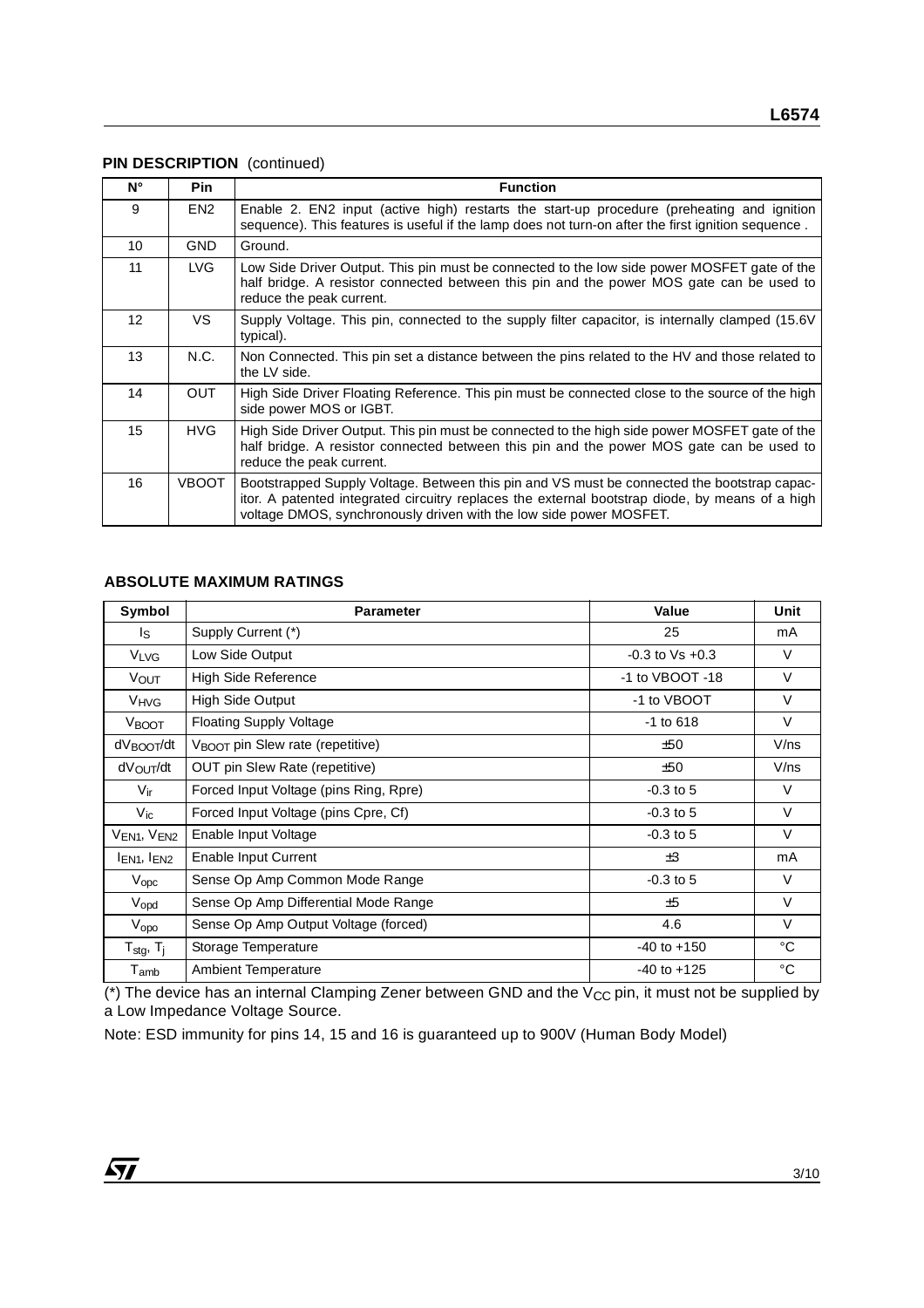**PIN DESCRIPTION** (continued)

| N° | Pin | Function |
|---|---|---|
| 9 | EN2 | Enable 2. EN2 input (active high) restarts the start-up procedure (preheating and ignition sequence). This features is useful if the lamp does not turn-on after the first ignition sequence . |
| 10 | GND | Ground. |
| 11 | LVG | Low Side Driver Output. This pin must be connected to the low side power MOSFET gate of the half bridge. A resistor connected between this pin and the power MOS gate can be used to reduce the peak current. |
| 12 | VS | Supply Voltage. This pin, connected to the supply filter capacitor, is internally clamped (15.6V typical). |
| 13 | N.C. | Non Connected. This pin set a distance between the pins related to the HV and those related to the LV side. |
| 14 | OUT | High Side Driver Floating Reference. This pin must be connected close to the source of the high side power MOS or IGBT. |
| 15 | HVG | High Side Driver Output. This pin must be connected to the high side power MOSFET gate of the half bridge. A resistor connected between this pin and the power MOS gate can be used to reduce the peak current. |
| 16 | VBOOT | Bootstrapped Supply Voltage. Between this pin and VS must be connected the bootstrap capacitor. A patented integrated circuitry replaces the external bootstrap diode, by means of a high voltage DMOS, synchronously driven with the low side power MOSFET. |

**ABSOLUTE MAXIMUM RATINGS**

| Symbol | Parameter | Value | Unit |
|---|---|---|---|
| $I_S$ | Supply Current (*) | 25 | mA |
| $V_{LVG}$ | Low Side Output | -0.3 to Vs +0.3 | V |
| $V_{OUT}$ | High Side Reference | -1 to VBOOT -18 | V |
| $V_{HVG}$ | High Side Output | -1 to VBOOT | V |
| $V_{BOOT}$ | Floating Supply Voltage | -1 to 618 | V |
| $dV_{BOOT}/dt$ | $V_{BOOT}$ pin Slew rate (repetitive) | ±50 | V/ns |
| $dV_{OUT}/dt$ | OUT pin Slew Rate (repetitive) | ±50 | V/ns |
| $V_{ir}$ | Forced Input Voltage (pins Ring, Rpre) | -0.3 to 5 | V |
| $V_{ic}$ | Forced Input Voltage (pins Cpre, Cf) | -0.3 to 5 | V |
| $V_{EN1}$, $V_{EN2}$ | Enable Input Voltage | -0.3 to 5 | V |
| $I_{EN1}$, $I_{EN2}$ | Enable Input Current | ±3 | mA |
| $V_{opc}$ | Sense Op Amp Common Mode Range | -0.3 to 5 | V |
| $V_{opd}$ | Sense Op Amp Differential Mode Range | ±5 | V |
| $V_{opo}$ | Sense Op Amp Output Voltage (forced) | 4.6 | V |
| $T_{stg}$, $T_j$ | Storage Temperature | -40 to +150 | °C |
| $T_{amb}$ | Ambient Temperature | -40 to +125 | °C |

(*) The device has an internal Clamping Zener between GND and the $V_{CC}$ pin, it must not be supplied by a Low Impedance Voltage Source.

Note: ESD immunity for pins 14, 15 and 16 is guaranteed up to 900V (Human Body Model)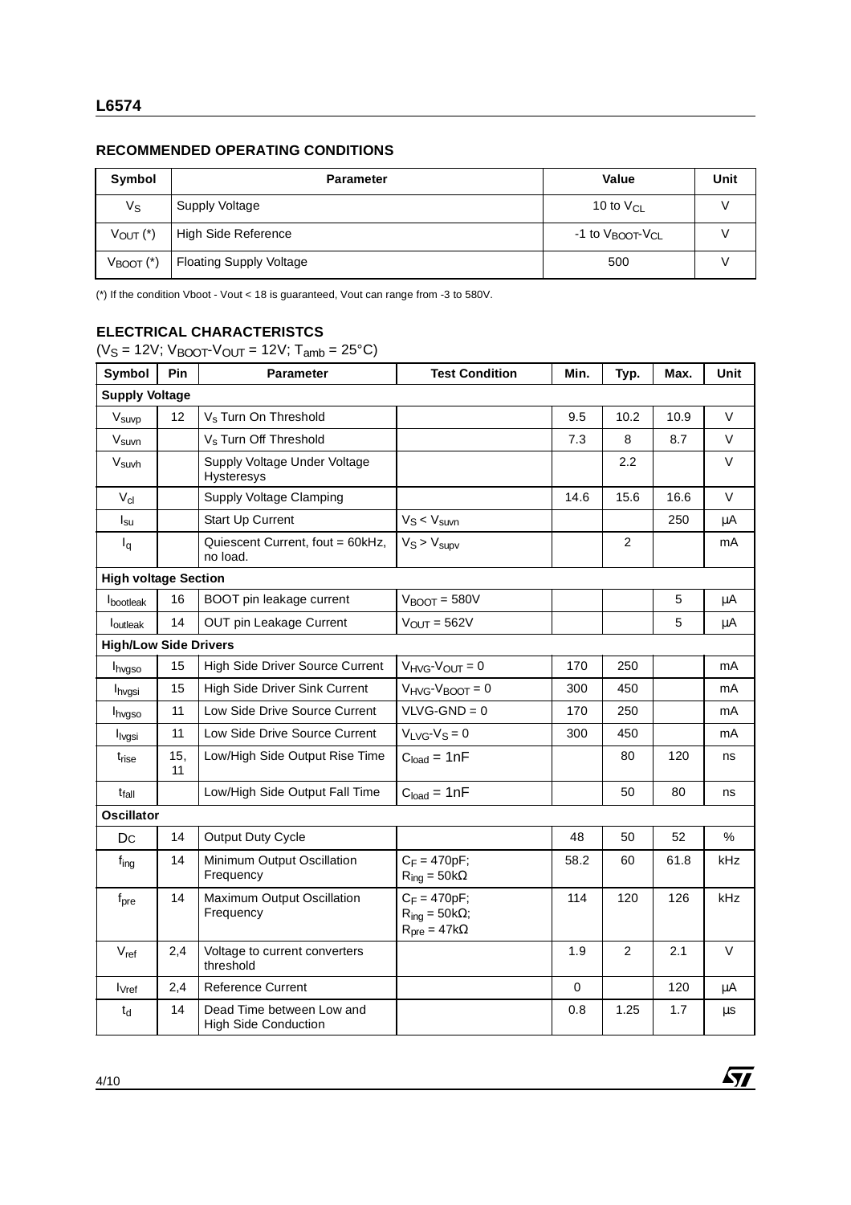## RECOMMENDED OPERATING CONDITIONS

| Symbol | Parameter | Value | Unit |
|---|---|---|---|
| $V_S$ | Supply Voltage | 10 to $V_{CL}$ | V |
| $V_{OUT}$ (*) | High Side Reference | -1 to $V_{BOOT}$-$V_{CL}$ | V |
| $V_{BOOT}$ (*) | Floating Supply Voltage | 500 | V |

(*) If the condition Vboot - Vout < 18 is guaranteed, Vout can range from -3 to 580V.

## ELECTRICAL CHARACTERISTCS

($V_S$ = 12V; $V_{BOOT}$-$V_{OUT}$ = 12V; $T_{amb}$ = 25°C)

| Symbol | Pin | Parameter | Test Condition | Min. | Typ. | Max. | Unit |
|---|---|---|---|---|---|---|---|
| **Supply Voltage** | | | | | | | |
| $V_{suvp}$ | 12 | $V_s$ Turn On Threshold | | 9.5 | 10.2 | 10.9 | V |
| $V_{suvn}$ | | $V_s$ Turn Off Threshold | | 7.3 | 8 | 8.7 | V |
| $V_{suvh}$ | | Supply Voltage Under Voltage Hysteresys | | | 2.2 | | V |
| $V_{cl}$ | | Supply Voltage Clamping | | 14.6 | 15.6 | 16.6 | V |
| $I_{su}$ | | Start Up Current | $V_S < V_{suvn}$ | | | 250 | µA |
| $I_q$ | | Quiescent Current, fout = 60kHz, no load. | $V_S > V_{supv}$ | | 2 | | mA |
| **High voltage Section** | | | | | | | |
| $I_{bootleak}$ | 16 | BOOT pin leakage current | $V_{BOOT}$ = 580V | | | 5 | µA |
| $I_{outleak}$ | 14 | OUT pin Leakage Current | $V_{OUT}$ = 562V | | | 5 | µA |
| **High/Low Side Drivers** | | | | | | | |
| $I_{hvgso}$ | 15 | High Side Driver Source Current | $V_{HVG}$-$V_{OUT}$ = 0 | 170 | 250 | | mA |
| $I_{hvgsi}$ | 15 | High Side Driver Sink Current | $V_{HVG}$-$V_{BOOT}$ = 0 | 300 | 450 | | mA |
| $I_{hvgso}$ | 11 | Low Side Drive Source Current | VLVG-GND = 0 | 170 | 250 | | mA |
| $I_{lvgsi}$ | 11 | Low Side Drive Source Current | $V_{LVG}$-$V_S$ = 0 | 300 | 450 | | mA |
| $t_{rise}$ | 15, 11 | Low/High Side Output Rise Time | $C_{load}$ = 1nF | | 80 | 120 | ns |
| $t_{fall}$ | | Low/High Side Output Fall Time | $C_{load}$ = 1nF | | 50 | 80 | ns |
| **Oscillator** | | | | | | | |
| Dc | 14 | Output Duty Cycle | | 48 | 50 | 52 | % |
| $f_{ing}$ | 14 | Minimum Output Oscillation Frequency | $C_F$ = 470pF; $R_{ing}$ = 50kΩ | 58.2 | 60 | 61.8 | kHz |
| $f_{pre}$ | 14 | Maximum Output Oscillation Frequency | $C_F$ = 470pF; $R_{ing}$ = 50kΩ; $R_{pre}$ = 47kΩ | 114 | 120 | 126 | kHz |
| $V_{ref}$ | 2,4 | Voltage to current converters threshold | | 1.9 | 2 | 2.1 | V |
| $I_{Vref}$ | 2,4 | Reference Current | | 0 | | 120 | µA |
| $t_d$ | 14 | Dead Time between Low and High Side Conduction | | 0.8 | 1.25 | 1.7 | µs |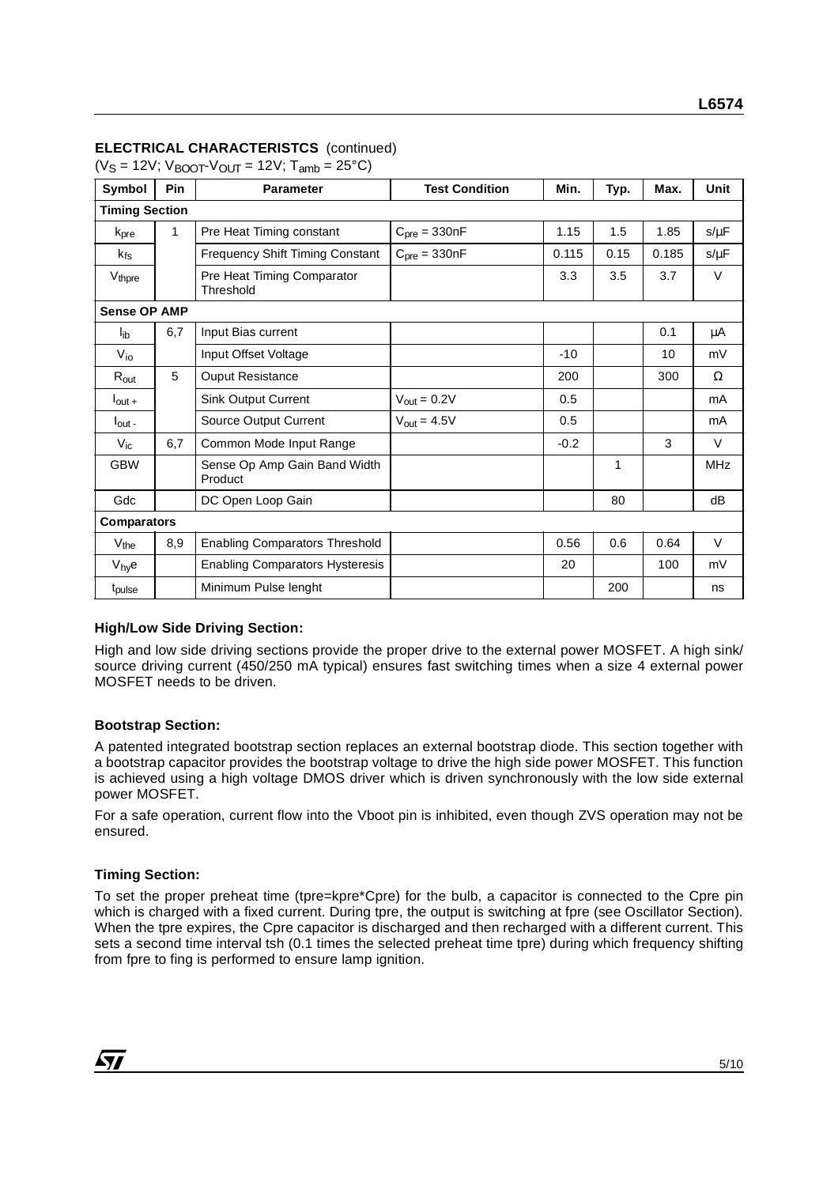### ELECTRICAL CHARACTERISTCS (continued)

($V_S$ = 12V; $V_{BOOT}$-$V_{OUT}$ = 12V; $T_{amb}$ = 25°C)

| Symbol | Pin | Parameter | Test Condition | Min. | Typ. | Max. | Unit |
|---|---|---|---|---|---|---|---|
| **Timing Section** | | | | | | | |
| $k_{pre}$ | 1 | Pre Heat Timing constant | $C_{pre}$ = 330nF | 1.15 | 1.5 | 1.85 | s/µF |
| $k_{fs}$ | | Frequency Shift Timing Constant | $C_{pre}$ = 330nF | 0.115 | 0.15 | 0.185 | s/µF |
| $V_{thpre}$ | | Pre Heat Timing Comparator Threshold | | 3.3 | 3.5 | 3.7 | V |
| **Sense OP AMP** | | | | | | | |
| $I_{ib}$ | 6,7 | Input Bias current | | | | 0.1 | µA |
| $V_{io}$ | | Input Offset Voltage | | -10 | | 10 | mV |
| $R_{out}$ | 5 | Ouput Resistance | | 200 | | 300 | Ω |
| $I_{out+}$ | | Sink Output Current | $V_{out}$ = 0.2V | 0.5 | | | mA |
| $I_{out-}$ | | Source Output Current | $V_{out}$ = 4.5V | 0.5 | | | mA |
| $V_{ic}$ | 6,7 | Common Mode Input Range | | -0.2 | | 3 | V |
| GBW | | Sense Op Amp Gain Band Width Product | | | 1 | | MHz |
| Gdc | | DC Open Loop Gain | | | 80 | | dB |
| **Comparators** | | | | | | | |
| $V_{the}$ | 8,9 | Enabling Comparators Threshold | | 0.56 | 0.6 | 0.64 | V |
| $V_{hy}e$ | | Enabling Comparators Hysteresis | | 20 | | 100 | mV |
| $t_{pulse}$ | | Minimum Pulse lenght | | | 200 | | ns |

#### High/Low Side Driving Section:

High and low side driving sections provide the proper drive to the external power MOSFET. A high sink/source driving current (450/250 mA typical) ensures fast switching times when a size 4 external power MOSFET needs to be driven.

#### Bootstrap Section:

A patented integrated bootstrap section replaces an external bootstrap diode. This section together with a bootstrap capacitor provides the bootstrap voltage to drive the high side power MOSFET. This function is achieved using a high voltage DMOS driver which is driven synchronously with the low side external power MOSFET.

For a safe operation, current flow into the Vboot pin is inhibited, even though ZVS operation may not be ensured.

#### Timing Section:

To set the proper preheat time (tpre=kpre*Cpre) for the bulb, a capacitor is connected to the Cpre pin which is charged with a fixed current. During tpre, the output is switching at fpre (see Oscillator Section). When the tpre expires, the Cpre capacitor is discharged and then recharged with a different current. This sets a second time interval tsh (0.1 times the selected preheat time tpre) during which frequency shifting from fpre to fing is performed to ensure lamp ignition.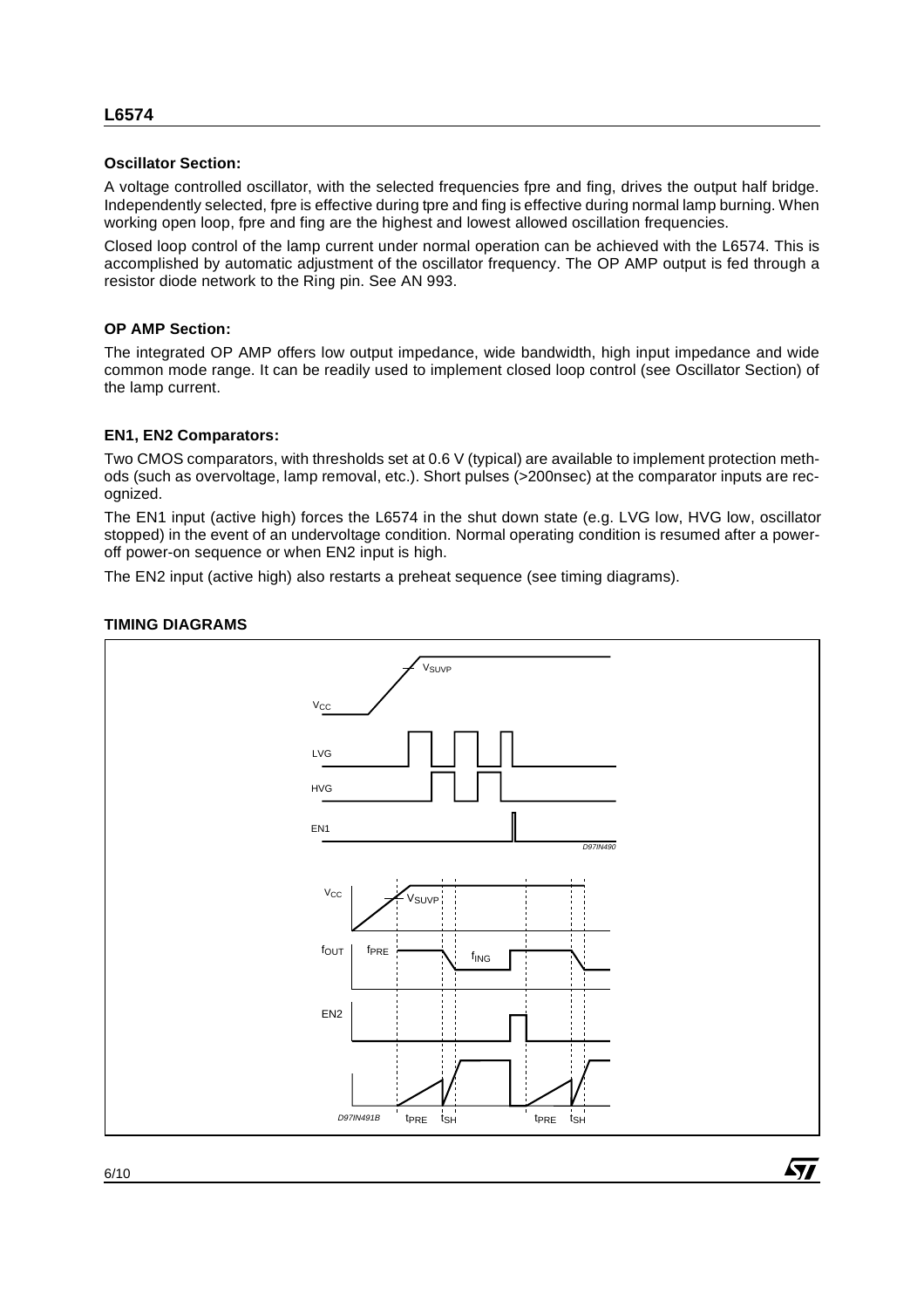### Oscillator Section:

A voltage controlled oscillator, with the selected frequencies fpre and fing, drives the output half bridge. Independently selected, fpre is effective during tpre and fing is effective during normal lamp burning. When working open loop, fpre and fing are the highest and lowest allowed oscillation frequencies.

Closed loop control of the lamp current under normal operation can be achieved with the L6574. This is accomplished by automatic adjustment of the oscillator frequency. The OP AMP output is fed through a resistor diode network to the Ring pin. See AN 993.

### OP AMP Section:

The integrated OP AMP offers low output impedance, wide bandwidth, high input impedance and wide common mode range. It can be readily used to implement closed loop control (see Oscillator Section) of the lamp current.

### EN1, EN2 Comparators:

Two CMOS comparators, with thresholds set at 0.6 V (typical) are available to implement protection methods (such as overvoltage, lamp removal, etc.). Short pulses (>200nsec) at the comparator inputs are recognized.

The EN1 input (active high) forces the L6574 in the shut down state (e.g. LVG low, HVG low, oscillator stopped) in the event of an undervoltage condition. Normal operating condition is resumed after a power-off power-on sequence or when EN2 input is high.

The EN2 input (active high) also restarts a preheat sequence (see timing diagrams).

### TIMING DIAGRAMS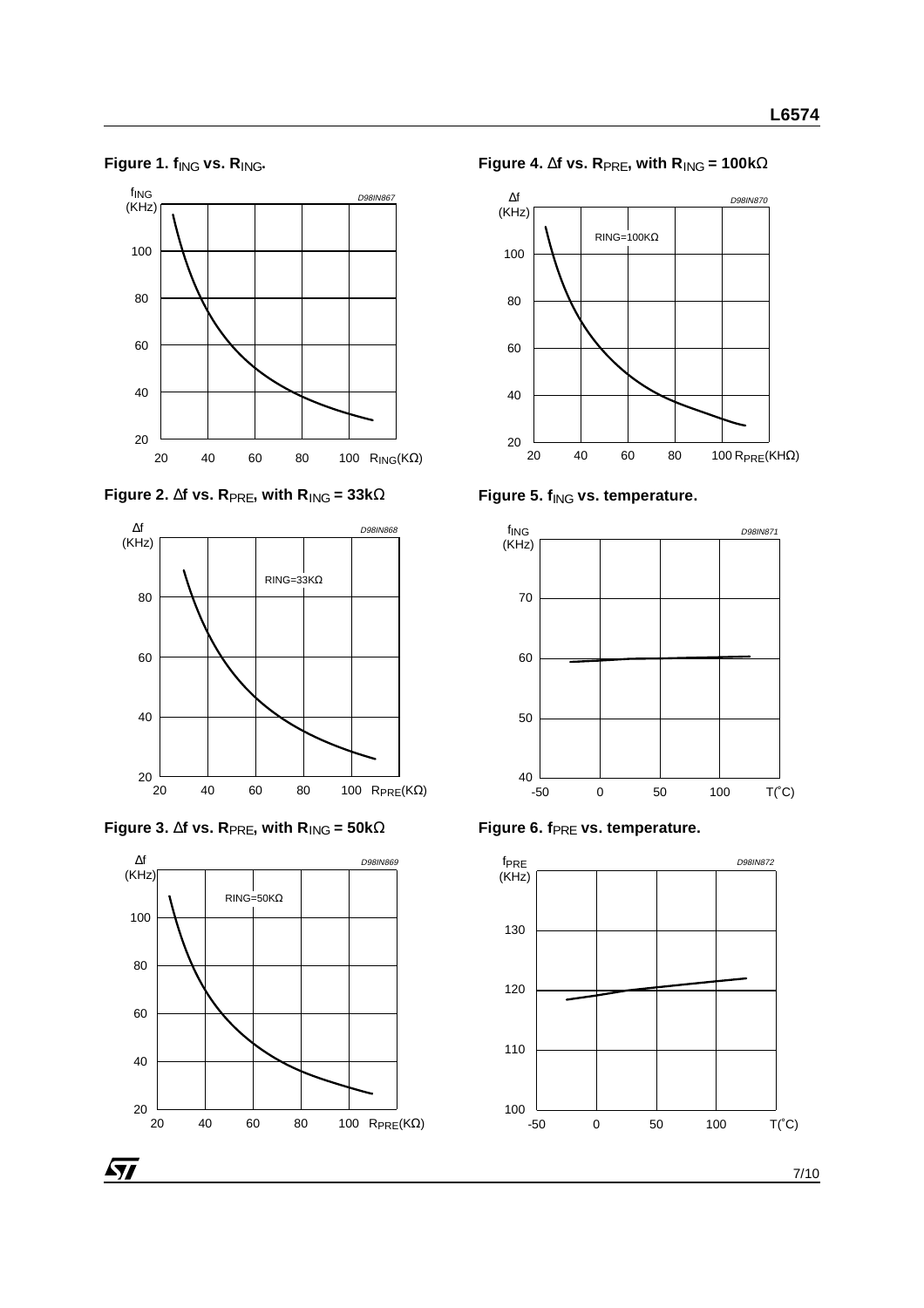**Figure 1.** $f_{ING}$ **vs.** $R_{ING}$**.**

**Figure 2.** $\Delta f$ **vs.** $R_{PRE}$**, with** $R_{ING}$ **= 33k**$\Omega$

**Figure 3.** $\Delta f$ **vs.** $R_{PRE}$**, with** $R_{ING}$ **= 50k**$\Omega$

**Figure 4.** $\Delta f$ **vs.** $R_{PRE}$**, with** $R_{ING}$ **= 100k**$\Omega$

**Figure 5.** $f_{ING}$ **vs. temperature.**

**Figure 6.** $f_{PRE}$ **vs. temperature.**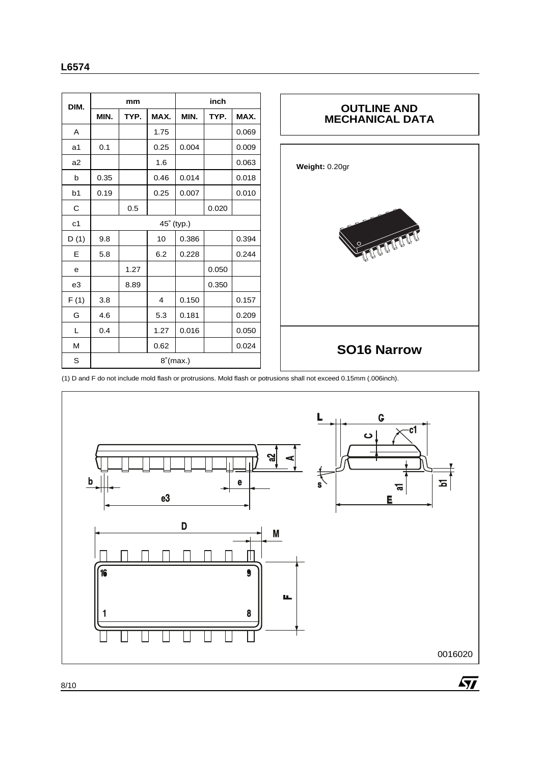| DIM. | mm | | | inch | | |
|---|---|---|---|---|---|---|
| | MIN. | TYP. | MAX. | MIN. | TYP. | MAX. |
| A | | | 1.75 | | | 0.069 |
| a1 | 0.1 | | 0.25 | 0.004 | | 0.009 |
| a2 | | | 1.6 | | | 0.063 |
| b | 0.35 | | 0.46 | 0.014 | | 0.018 |
| b1 | 0.19 | | 0.25 | 0.007 | | 0.010 |
| C | | 0.5 | | | 0.020 | |
| c1 | 45° (typ.) | | | | | |
| D (1) | 9.8 | | 10 | 0.386 | | 0.394 |
| E | 5.8 | | 6.2 | 0.228 | | 0.244 |
| e | | 1.27 | | | 0.050 | |
| e3 | | 8.89 | | | 0.350 | |
| F (1) | 3.8 | | 4 | 0.150 | | 0.157 |
| G | 4.6 | | 5.3 | 0.181 | | 0.209 |
| L | 0.4 | | 1.27 | 0.016 | | 0.050 |
| M | | | 0.62 | | | 0.024 |
| S | 8°(max.) | | | | | |

## OUTLINE AND MECHANICAL DATA

**Weight:** 0.20gr

## SO16 Narrow

(1) D and F do not include mold flash or protrusions. Mold flash or potrusions shall not exceed 0.15mm (.006inch).

0016020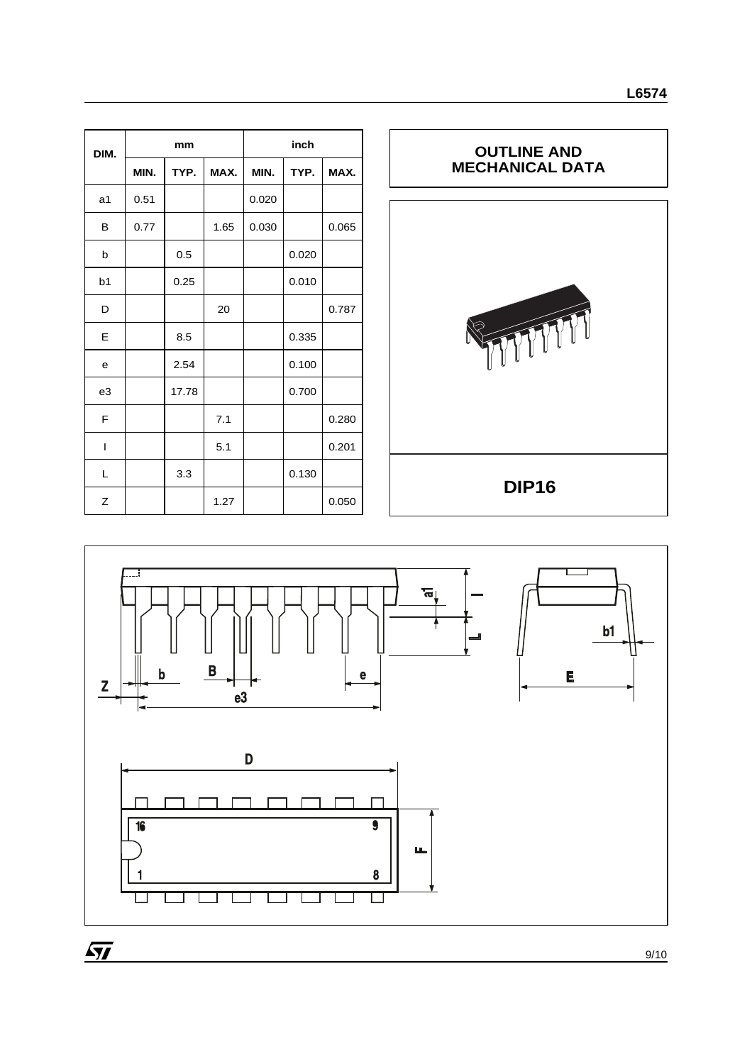| DIM. | mm | | | inch | | |
|---|---|---|---|---|---|---|
| | MIN. | TYP. | MAX. | MIN. | TYP. | MAX. |
| a1 | 0.51 | | | 0.020 | | |
| B | 0.77 | | 1.65 | 0.030 | | 0.065 |
| b | | 0.5 | | | 0.020 | |
| b1 | | 0.25 | | | 0.010 | |
| D | | | 20 | | | 0.787 |
| E | | 8.5 | | | 0.335 | |
| e | | 2.54 | | | 0.100 | |
| e3 | | 17.78 | | | 0.700 | |
| F | | | 7.1 | | | 0.280 |
| I | | | 5.1 | | | 0.201 |
| L | | 3.3 | | | 0.130 | |
| Z | | | 1.27 | | | 0.050 |

**OUTLINE AND MECHANICAL DATA**

**DIP16**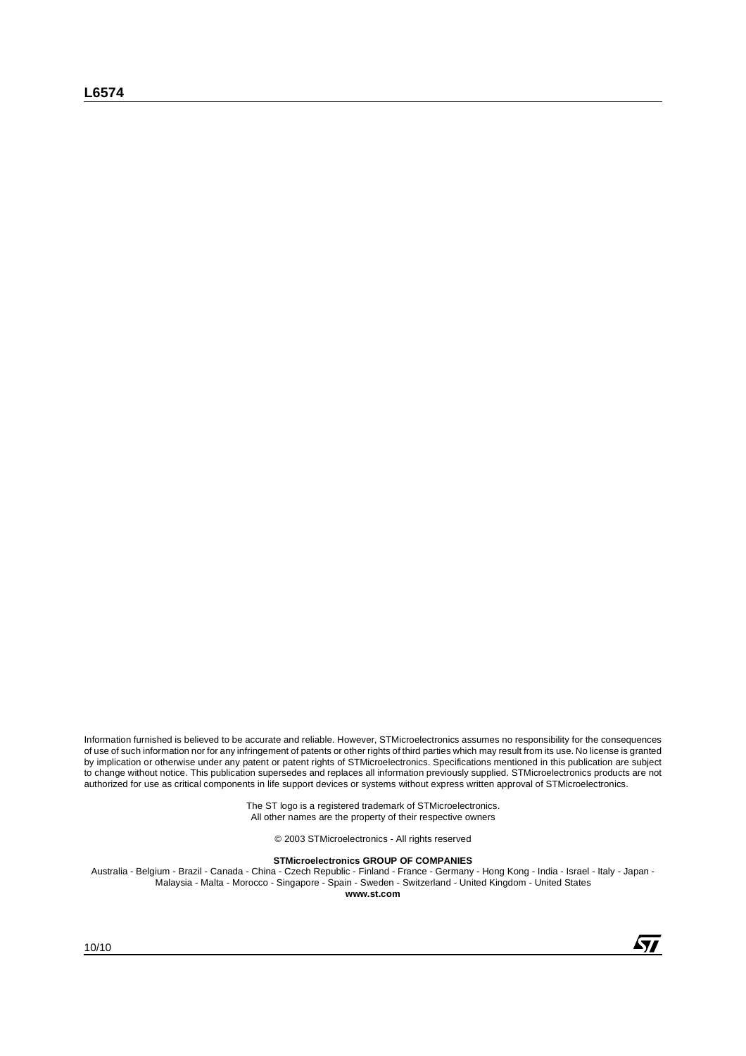Information furnished is believed to be accurate and reliable. However, STMicroelectronics assumes no responsibility for the consequences of use of such information nor for any infringement of patents or other rights of third parties which may result from its use. No license is granted by implication or otherwise under any patent or patent rights of STMicroelectronics. Specifications mentioned in this publication are subject to change without notice. This publication supersedes and replaces all information previously supplied. STMicroelectronics products are not authorized for use as critical components in life support devices or systems without express written approval of STMicroelectronics.

The ST logo is a registered trademark of STMicroelectronics.
All other names are the property of their respective owners

© 2003 STMicroelectronics - All rights reserved

**STMicroelectronics GROUP OF COMPANIES**

Australia - Belgium - Brazil - Canada - China - Czech Republic - Finland - France - Germany - Hong Kong - India - Israel - Italy - Japan - Malaysia - Malta - Morocco - Singapore - Spain - Sweden - Switzerland - United Kingdom - United States

**www.st.com**